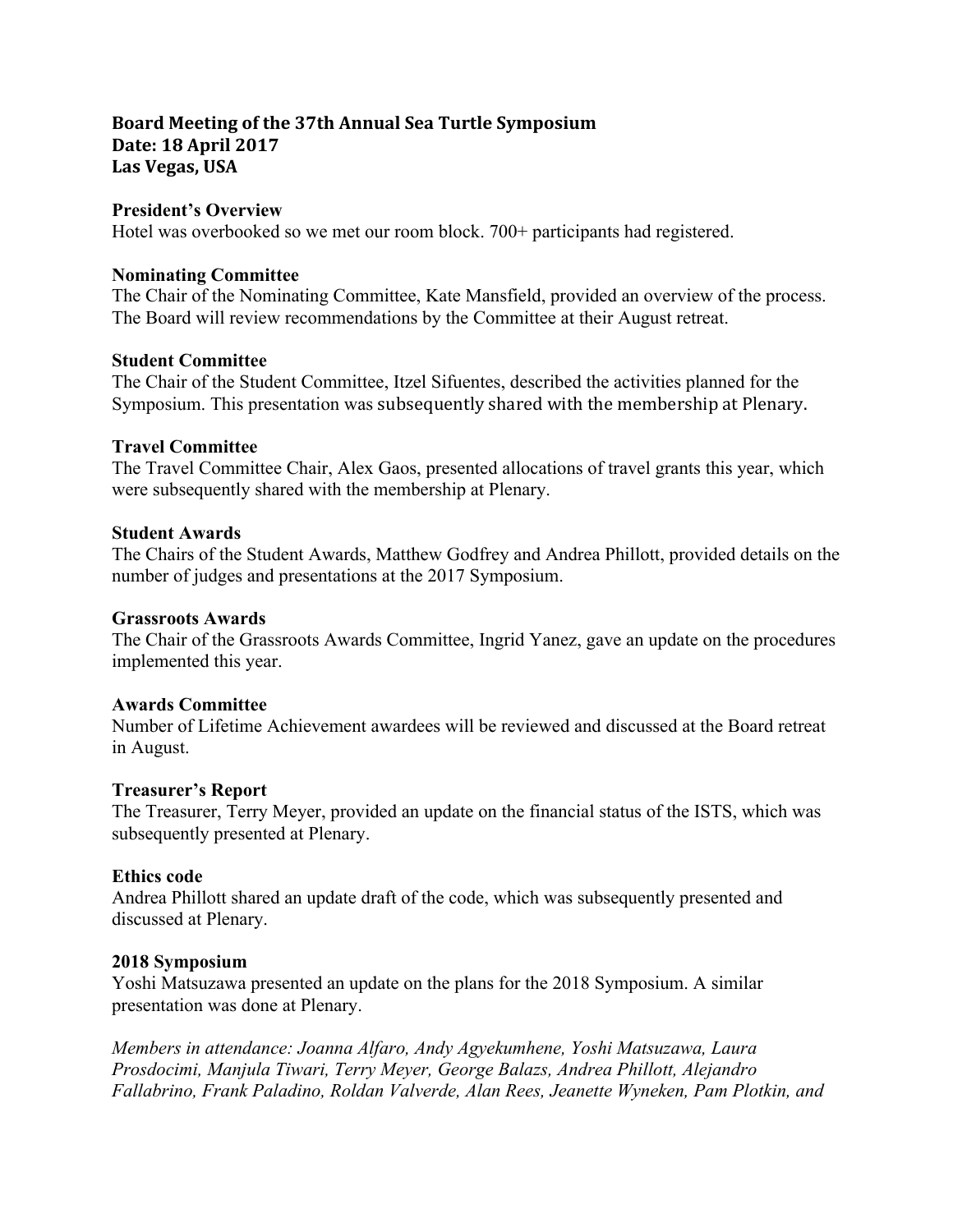**Board Meeting of the 37th Annual Sea Turtle Symposium**
**Date: 18 April 2017**
**Las Vegas, USA**

**President's Overview**
Hotel was overbooked so we met our room block. 700+ participants had registered.

**Nominating Committee**
The Chair of the Nominating Committee, Kate Mansfield, provided an overview of the process. The Board will review recommendations by the Committee at their August retreat.

**Student Committee**
The Chair of the Student Committee, Itzel Sifuentes, described the activities planned for the Symposium. This presentation was subsequently shared with the membership at Plenary.

**Travel Committee**
The Travel Committee Chair, Alex Gaos, presented allocations of travel grants this year, which were subsequently shared with the membership at Plenary.

**Student Awards**
The Chairs of the Student Awards, Matthew Godfrey and Andrea Phillott, provided details on the number of judges and presentations at the 2017 Symposium.

**Grassroots Awards**
The Chair of the Grassroots Awards Committee, Ingrid Yanez, gave an update on the procedures implemented this year.

**Awards Committee**
Number of Lifetime Achievement awardees will be reviewed and discussed at the Board retreat in August.

**Treasurer's Report**
The Treasurer, Terry Meyer, provided an update on the financial status of the ISTS, which was subsequently presented at Plenary.

**Ethics code**
Andrea Phillott shared an update draft of the code, which was subsequently presented and discussed at Plenary.

**2018 Symposium**
Yoshi Matsuzawa presented an update on the plans for the 2018 Symposium. A similar presentation was done at Plenary.

*Members in attendance: Joanna Alfaro, Andy Agyekumhene, Yoshi Matsuzawa, Laura Prosdocimi, Manjula Tiwari, Terry Meyer, George Balazs, Andrea Phillott, Alejandro Fallabrino, Frank Paladino, Roldan Valverde, Alan Rees, Jeanette Wyneken, Pam Plotkin, and*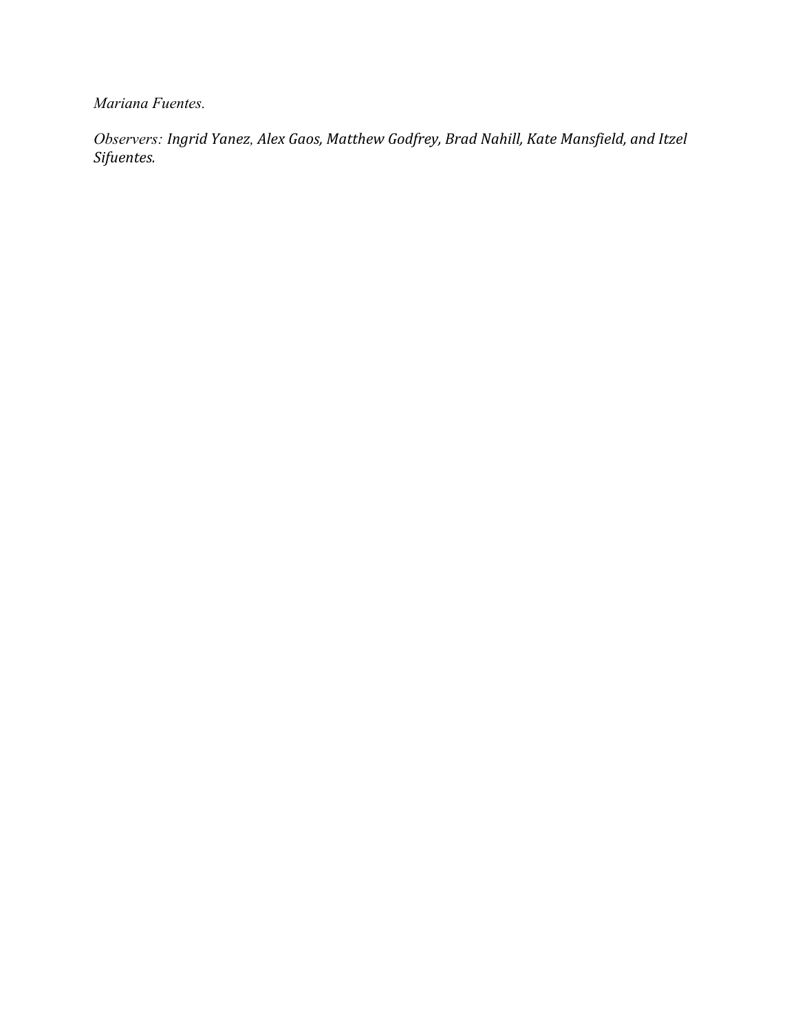*Mariana Fuentes*.

*Observers: Ingrid Yanez, Alex Gaos, Matthew Godfrey, Brad Nahill, Kate Mansfield, and Itzel Sifuentes.*